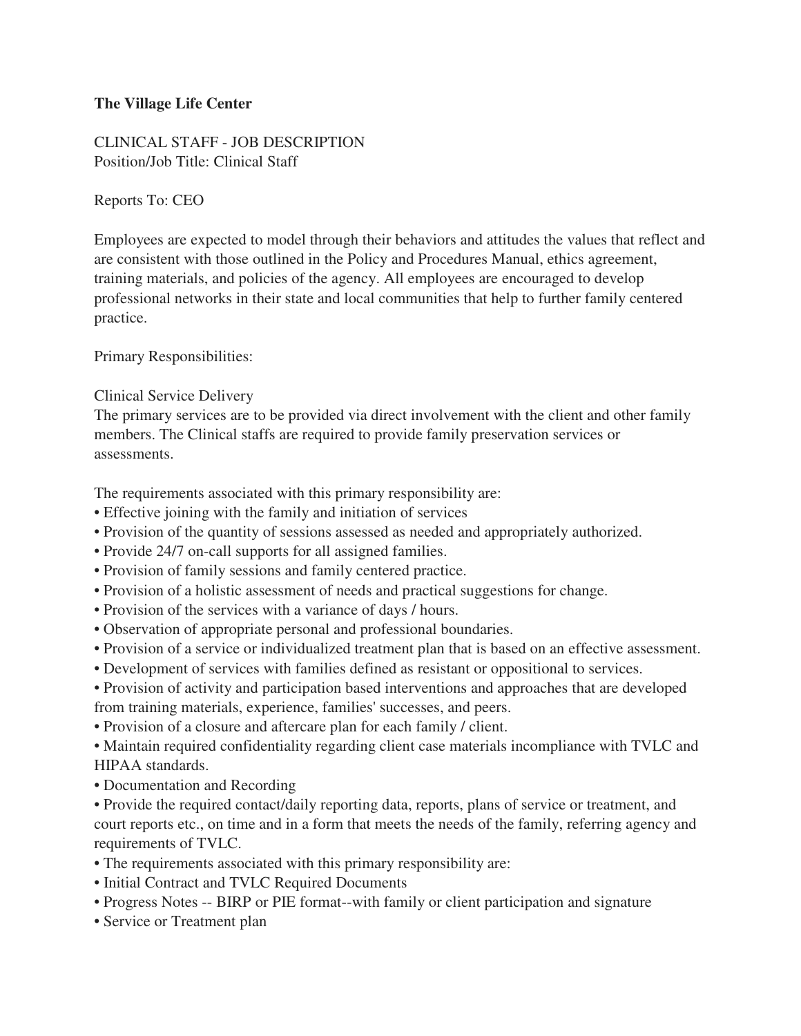**The Village Life Center**

CLINICAL STAFF - JOB DESCRIPTION
Position/Job Title: Clinical Staff

Reports To: CEO

Employees are expected to model through their behaviors and attitudes the values that reflect and are consistent with those outlined in the Policy and Procedures Manual, ethics agreement, training materials, and policies of the agency. All employees are encouraged to develop professional networks in their state and local communities that help to further family centered practice.

Primary Responsibilities:

Clinical Service Delivery
The primary services are to be provided via direct involvement with the client and other family members. The Clinical staffs are required to provide family preservation services or assessments.

The requirements associated with this primary responsibility are:

- Effective joining with the family and initiation of services
- Provision of the quantity of sessions assessed as needed and appropriately authorized.
- Provide 24/7 on-call supports for all assigned families.
- Provision of family sessions and family centered practice.
- Provision of a holistic assessment of needs and practical suggestions for change.
- Provision of the services with a variance of days / hours.
- Observation of appropriate personal and professional boundaries.
- Provision of a service or individualized treatment plan that is based on an effective assessment.
- Development of services with families defined as resistant or oppositional to services.
- Provision of activity and participation based interventions and approaches that are developed from training materials, experience, families' successes, and peers.
- Provision of a closure and aftercare plan for each family / client.
- Maintain required confidentiality regarding client case materials incompliance with TVLC and HIPAA standards.
- Documentation and Recording
- Provide the required contact/daily reporting data, reports, plans of service or treatment, and court reports etc., on time and in a form that meets the needs of the family, referring agency and requirements of TVLC.
- The requirements associated with this primary responsibility are:
- Initial Contract and TVLC Required Documents
- Progress Notes -- BIRP or PIE format--with family or client participation and signature
- Service or Treatment plan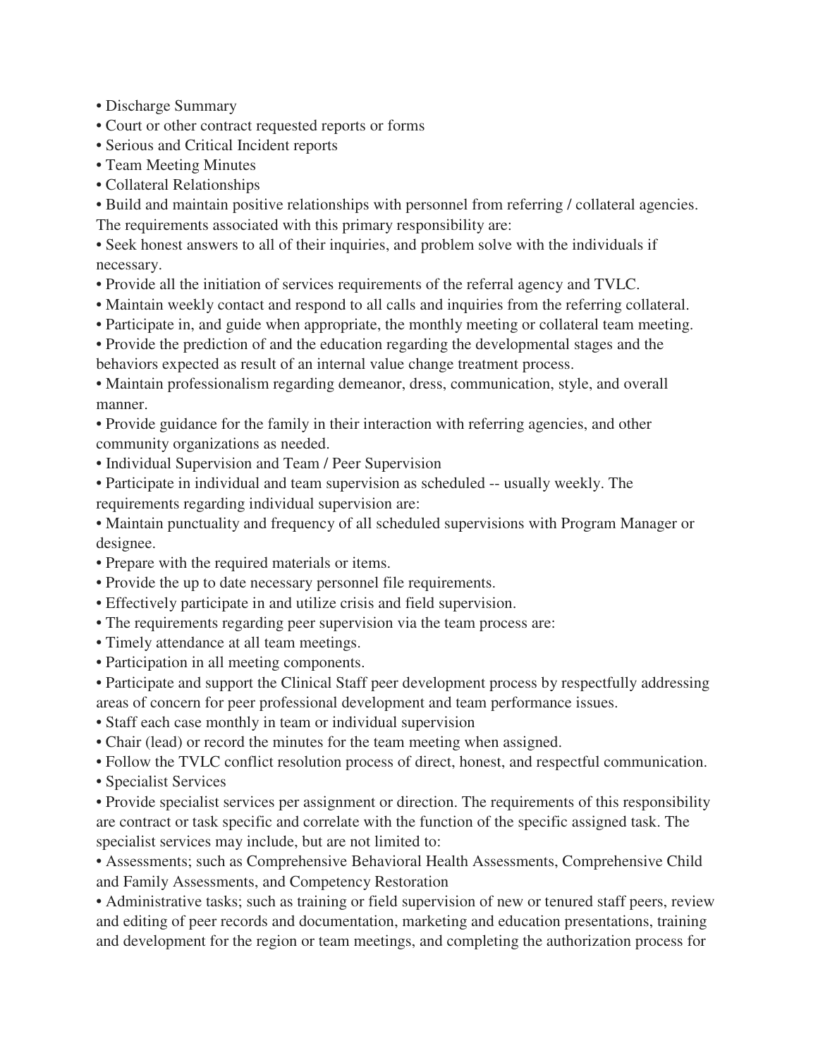- Discharge Summary
- Court or other contract requested reports or forms
- Serious and Critical Incident reports
- Team Meeting Minutes
- Collateral Relationships
- Build and maintain positive relationships with personnel from referring / collateral agencies. The requirements associated with this primary responsibility are:
- Seek honest answers to all of their inquiries, and problem solve with the individuals if necessary.
- Provide all the initiation of services requirements of the referral agency and TVLC.
- Maintain weekly contact and respond to all calls and inquiries from the referring collateral.
- Participate in, and guide when appropriate, the monthly meeting or collateral team meeting.
- Provide the prediction of and the education regarding the developmental stages and the behaviors expected as result of an internal value change treatment process.
- Maintain professionalism regarding demeanor, dress, communication, style, and overall manner.
- Provide guidance for the family in their interaction with referring agencies, and other community organizations as needed.
- Individual Supervision and Team / Peer Supervision
- Participate in individual and team supervision as scheduled -- usually weekly. The requirements regarding individual supervision are:
- Maintain punctuality and frequency of all scheduled supervisions with Program Manager or designee.
- Prepare with the required materials or items.
- Provide the up to date necessary personnel file requirements.
- Effectively participate in and utilize crisis and field supervision.
- The requirements regarding peer supervision via the team process are:
- Timely attendance at all team meetings.
- Participation in all meeting components.
- Participate and support the Clinical Staff peer development process by respectfully addressing areas of concern for peer professional development and team performance issues.
- Staff each case monthly in team or individual supervision
- Chair (lead) or record the minutes for the team meeting when assigned.
- Follow the TVLC conflict resolution process of direct, honest, and respectful communication.
- Specialist Services
- Provide specialist services per assignment or direction. The requirements of this responsibility are contract or task specific and correlate with the function of the specific assigned task. The specialist services may include, but are not limited to:
- Assessments; such as Comprehensive Behavioral Health Assessments, Comprehensive Child and Family Assessments, and Competency Restoration
- Administrative tasks; such as training or field supervision of new or tenured staff peers, review and editing of peer records and documentation, marketing and education presentations, training and development for the region or team meetings, and completing the authorization process for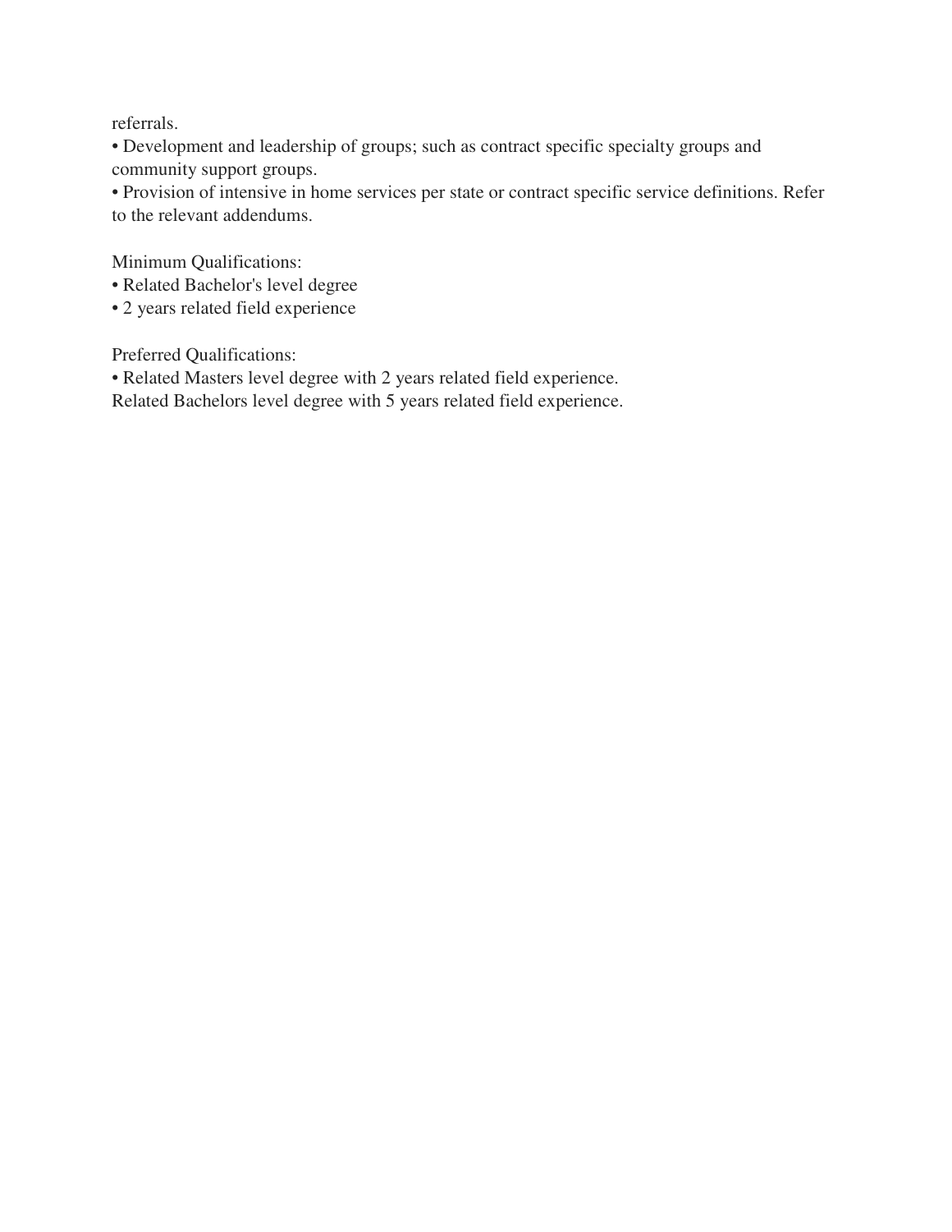referrals.

- Development and leadership of groups; such as contract specific specialty groups and community support groups.
- Provision of intensive in home services per state or contract specific service definitions. Refer to the relevant addendums.

Minimum Qualifications:

- Related Bachelor's level degree
- 2 years related field experience

Preferred Qualifications:

- Related Masters level degree with 2 years related field experience.

Related Bachelors level degree with 5 years related field experience.